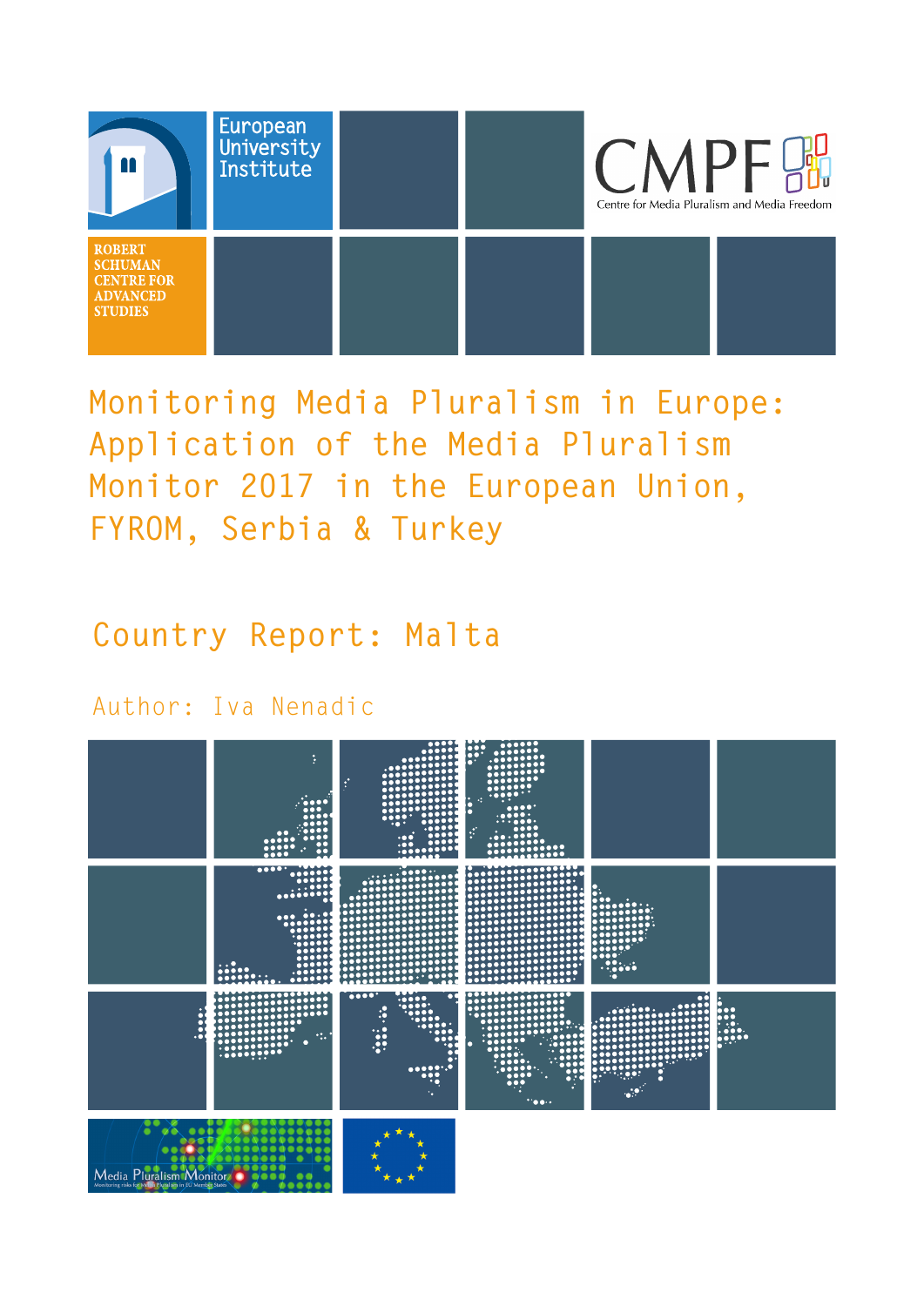European University Institute

ROBERT SCHUMAN CENTRE FOR ADVANCED STUDIES

CMPF Centre for Media Pluralism and Media Freedom

# Monitoring Media Pluralism in Europe: Application of the Media Pluralism Monitor 2017 in the European Union, FYROM, Serbia & Turkey

## Country Report: Malta

Author: Iva Nenadic

Media Pluralism Monitor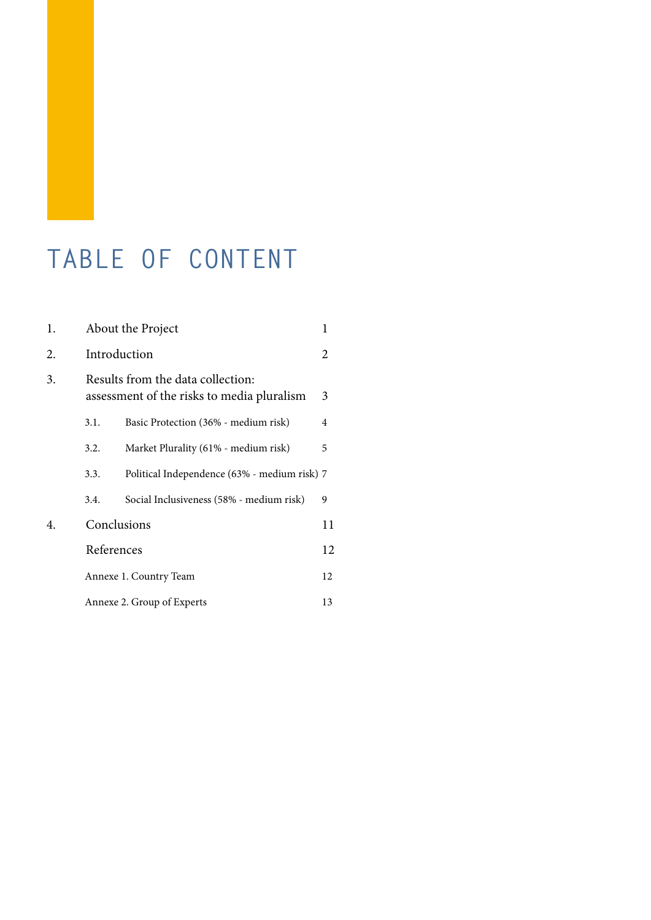# TABLE OF CONTENT

1. About the Project 1
2. Introduction 2
3. Results from the data collection: assessment of the risks to media pluralism 3
   - 3.1. Basic Protection (36% - medium risk) 4
   - 3.2. Market Plurality (61% - medium risk) 5
   - 3.3. Political Independence (63% - medium risk) 7
   - 3.4. Social Inclusiveness (58% - medium risk) 9
4. Conclusions 11

References 12

Annexe 1. Country Team 12

Annexe 2. Group of Experts 13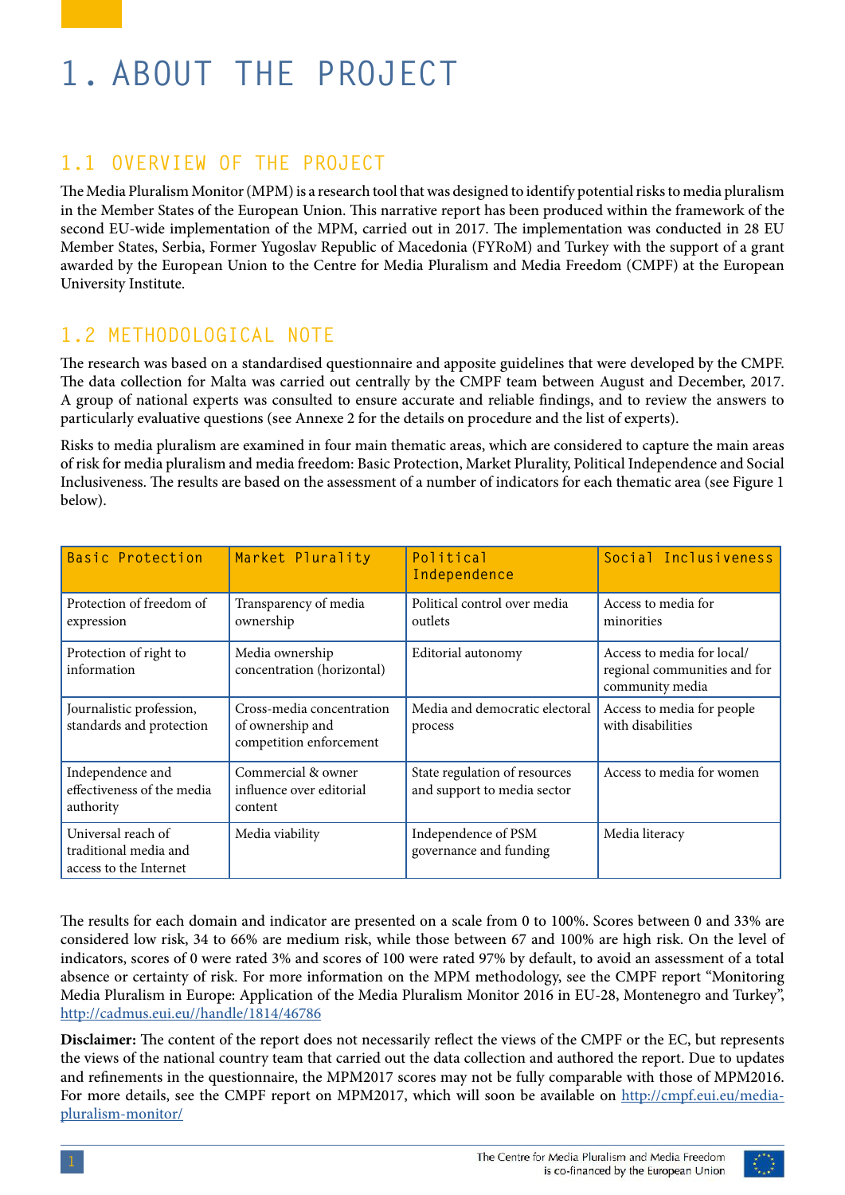# 1. ABOUT THE PROJECT

## 1.1 OVERVIEW OF THE PROJECT

The Media Pluralism Monitor (MPM) is a research tool that was designed to identify potential risks to media pluralism in the Member States of the European Union. This narrative report has been produced within the framework of the second EU-wide implementation of the MPM, carried out in 2017. The implementation was conducted in 28 EU Member States, Serbia, Former Yugoslav Republic of Macedonia (FYRoM) and Turkey with the support of a grant awarded by the European Union to the Centre for Media Pluralism and Media Freedom (CMPF) at the European University Institute.

## 1.2 METHODOLOGICAL NOTE

The research was based on a standardised questionnaire and apposite guidelines that were developed by the CMPF. The data collection for Malta was carried out centrally by the CMPF team between August and December, 2017. A group of national experts was consulted to ensure accurate and reliable findings, and to review the answers to particularly evaluative questions (see Annexe 2 for the details on procedure and the list of experts).

Risks to media pluralism are examined in four main thematic areas, which are considered to capture the main areas of risk for media pluralism and media freedom: Basic Protection, Market Plurality, Political Independence and Social Inclusiveness. The results are based on the assessment of a number of indicators for each thematic area (see Figure 1 below).

| Basic Protection | Market Plurality | Political Independence | Social Inclusiveness |
|---|---|---|---|
| Protection of freedom of expression | Transparency of media ownership | Political control over media outlets | Access to media for minorities |
| Protection of right to information | Media ownership concentration (horizontal) | Editorial autonomy | Access to media for local/ regional communities and for community media |
| Journalistic profession, standards and protection | Cross-media concentration of ownership and competition enforcement | Media and democratic electoral process | Access to media for people with disabilities |
| Independence and effectiveness of the media authority | Commercial & owner influence over editorial content | State regulation of resources and support to media sector | Access to media for women |
| Universal reach of traditional media and access to the Internet | Media viability | Independence of PSM governance and funding | Media literacy |

The results for each domain and indicator are presented on a scale from 0 to 100%. Scores between 0 and 33% are considered low risk, 34 to 66% are medium risk, while those between 67 and 100% are high risk. On the level of indicators, scores of 0 were rated 3% and scores of 100 were rated 97% by default, to avoid an assessment of a total absence or certainty of risk. For more information on the MPM methodology, see the CMPF report "Monitoring Media Pluralism in Europe: Application of the Media Pluralism Monitor 2016 in EU-28, Montenegro and Turkey", http://cadmus.eui.eu//handle/1814/46786

**Disclaimer:** The content of the report does not necessarily reflect the views of the CMPF or the EC, but represents the views of the national country team that carried out the data collection and authored the report. Due to updates and refinements in the questionnaire, the MPM2017 scores may not be fully comparable with those of MPM2016. For more details, see the CMPF report on MPM2017, which will soon be available on http://cmpf.eui.eu/media-pluralism-monitor/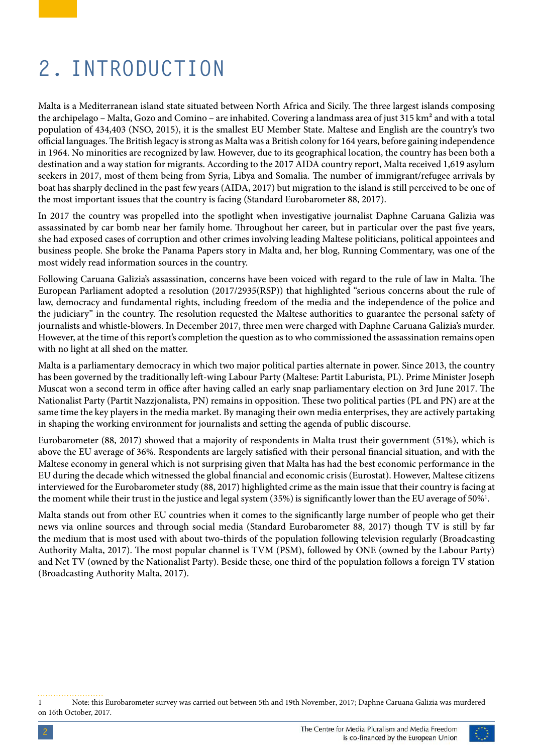# 2. INTRODUCTION

Malta is a Mediterranean island state situated between North Africa and Sicily. The three largest islands composing the archipelago – Malta, Gozo and Comino – are inhabited. Covering a landmass area of just 315 km² and with a total population of 434,403 (NSO, 2015), it is the smallest EU Member State. Maltese and English are the country's two official languages. The British legacy is strong as Malta was a British colony for 164 years, before gaining independence in 1964. No minorities are recognized by law. However, due to its geographical location, the country has been both a destination and a way station for migrants. According to the 2017 AIDA country report, Malta received 1,619 asylum seekers in 2017, most of them being from Syria, Libya and Somalia. The number of immigrant/refugee arrivals by boat has sharply declined in the past few years (AIDA, 2017) but migration to the island is still perceived to be one of the most important issues that the country is facing (Standard Eurobarometer 88, 2017).

In 2017 the country was propelled into the spotlight when investigative journalist Daphne Caruana Galizia was assassinated by car bomb near her family home. Throughout her career, but in particular over the past five years, she had exposed cases of corruption and other crimes involving leading Maltese politicians, political appointees and business people. She broke the Panama Papers story in Malta and, her blog, Running Commentary, was one of the most widely read information sources in the country.

Following Caruana Galizia's assassination, concerns have been voiced with regard to the rule of law in Malta. The European Parliament adopted a resolution (2017/2935(RSP)) that highlighted "serious concerns about the rule of law, democracy and fundamental rights, including freedom of the media and the independence of the police and the judiciary" in the country. The resolution requested the Maltese authorities to guarantee the personal safety of journalists and whistle-blowers. In December 2017, three men were charged with Daphne Caruana Galizia's murder. However, at the time of this report's completion the question as to who commissioned the assassination remains open with no light at all shed on the matter.

Malta is a parliamentary democracy in which two major political parties alternate in power. Since 2013, the country has been governed by the traditionally left-wing Labour Party (Maltese: Partit Laburista, PL). Prime Minister Joseph Muscat won a second term in office after having called an early snap parliamentary election on 3rd June 2017. The Nationalist Party (Partit Nazzjonalista, PN) remains in opposition. These two political parties (PL and PN) are at the same time the key players in the media market. By managing their own media enterprises, they are actively partaking in shaping the working environment for journalists and setting the agenda of public discourse.

Eurobarometer (88, 2017) showed that a majority of respondents in Malta trust their government (51%), which is above the EU average of 36%. Respondents are largely satisfied with their personal financial situation, and with the Maltese economy in general which is not surprising given that Malta has had the best economic performance in the EU during the decade which witnessed the global financial and economic crisis (Eurostat). However, Maltese citizens interviewed for the Eurobarometer study (88, 2017) highlighted crime as the main issue that their country is facing at the moment while their trust in the justice and legal system (35%) is significantly lower than the EU average of 50%[1].

Malta stands out from other EU countries when it comes to the significantly large number of people who get their news via online sources and through social media (Standard Eurobarometer 88, 2017) though TV is still by far the medium that is most used with about two-thirds of the population following television regularly (Broadcasting Authority Malta, 2017). The most popular channel is TVM (PSM), followed by ONE (owned by the Labour Party) and Net TV (owned by the Nationalist Party). Beside these, one third of the population follows a foreign TV station (Broadcasting Authority Malta, 2017).

1 Note: this Eurobarometer survey was carried out between 5th and 19th November, 2017; Daphne Caruana Galizia was murdered on 16th October, 2017.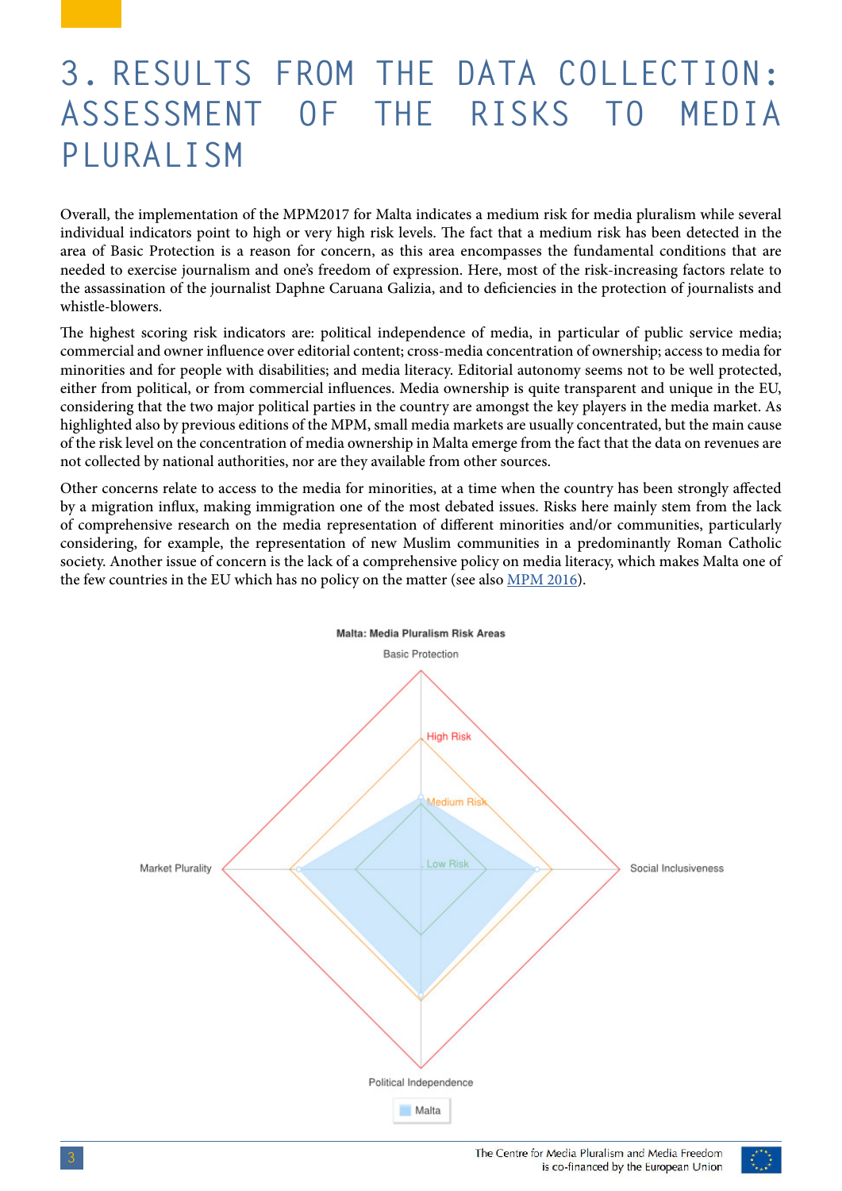# 3. RESULTS FROM THE DATA COLLECTION: ASSESSMENT OF THE RISKS TO MEDIA PLURALISM

Overall, the implementation of the MPM2017 for Malta indicates a medium risk for media pluralism while several individual indicators point to high or very high risk levels. The fact that a medium risk has been detected in the area of Basic Protection is a reason for concern, as this area encompasses the fundamental conditions that are needed to exercise journalism and one's freedom of expression. Here, most of the risk-increasing factors relate to the assassination of the journalist Daphne Caruana Galizia, and to deficiencies in the protection of journalists and whistle-blowers.

The highest scoring risk indicators are: political independence of media, in particular of public service media; commercial and owner influence over editorial content; cross-media concentration of ownership; access to media for minorities and for people with disabilities; and media literacy. Editorial autonomy seems not to be well protected, either from political, or from commercial influences. Media ownership is quite transparent and unique in the EU, considering that the two major political parties in the country are amongst the key players in the media market. As highlighted also by previous editions of the MPM, small media markets are usually concentrated, but the main cause of the risk level on the concentration of media ownership in Malta emerge from the fact that the data on revenues are not collected by national authorities, nor are they available from other sources.

Other concerns relate to access to the media for minorities, at a time when the country has been strongly affected by a migration influx, making immigration one of the most debated issues. Risks here mainly stem from the lack of comprehensive research on the media representation of different minorities and/or communities, particularly considering, for example, the representation of new Muslim communities in a predominantly Roman Catholic society. Another issue of concern is the lack of a comprehensive policy on media literacy, which makes Malta one of the few countries in the EU which has no policy on the matter (see also [MPM 2016](#)).

**Malta: Media Pluralism Risk Areas**

Basic Protection

High Risk

Medium Risk

Low Risk

Market Plurality

Social Inclusiveness

Political Independence

Malta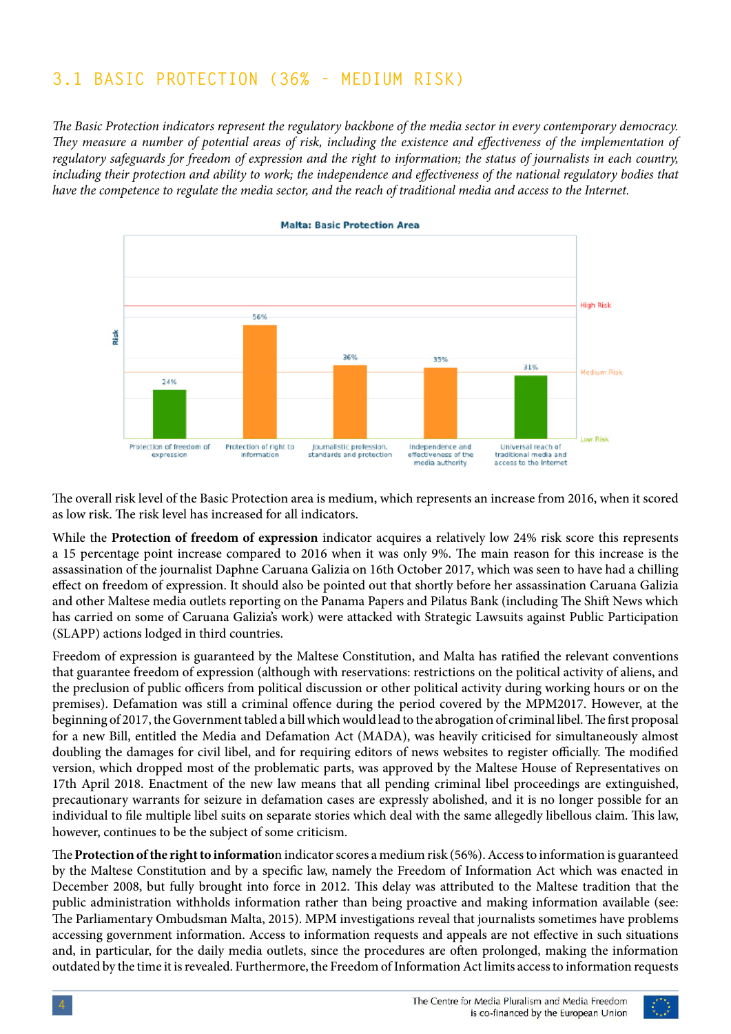## 3.1 BASIC PROTECTION (36% - MEDIUM RISK)

*The Basic Protection indicators represent the regulatory backbone of the media sector in every contemporary democracy. They measure a number of potential areas of risk, including the existence and effectiveness of the implementation of regulatory safeguards for freedom of expression and the right to information; the status of journalists in each country, including their protection and ability to work; the independence and effectiveness of the national regulatory bodies that have the competence to regulate the media sector, and the reach of traditional media and access to the Internet.*

**Malta: Basic Protection Area**

| Indicator | Risk |
|---|---|
| Protection of freedom of expression | 24% |
| Protection of right to information | 56% |
| Journalistic profession, standards and protection | 36% |
| Independence and effectiveness of the media authority | 35% |
| Universal reach of traditional media and access to the Internet | 31% |

The overall risk level of the Basic Protection area is medium, which represents an increase from 2016, when it scored as low risk. The risk level has increased for all indicators.

While the **Protection of freedom of expression** indicator acquires a relatively low 24% risk score this represents a 15 percentage point increase compared to 2016 when it was only 9%. The main reason for this increase is the assassination of the journalist Daphne Caruana Galizia on 16th October 2017, which was seen to have had a chilling effect on freedom of expression. It should also be pointed out that shortly before her assassination Caruana Galizia and other Maltese media outlets reporting on the Panama Papers and Pilatus Bank (including The Shift News which has carried on some of Caruana Galizia's work) were attacked with Strategic Lawsuits against Public Participation (SLAPP) actions lodged in third countries.

Freedom of expression is guaranteed by the Maltese Constitution, and Malta has ratified the relevant conventions that guarantee freedom of expression (although with reservations: restrictions on the political activity of aliens, and the preclusion of public officers from political discussion or other political activity during working hours or on the premises). Defamation was still a criminal offence during the period covered by the MPM2017. However, at the beginning of 2017, the Government tabled a bill which would lead to the abrogation of criminal libel. The first proposal for a new Bill, entitled the Media and Defamation Act (MADA), was heavily criticised for simultaneously almost doubling the damages for civil libel, and for requiring editors of news websites to register officially. The modified version, which dropped most of the problematic parts, was approved by the Maltese House of Representatives on 17th April 2018. Enactment of the new law means that all pending criminal libel proceedings are extinguished, precautionary warrants for seizure in defamation cases are expressly abolished, and it is no longer possible for an individual to file multiple libel suits on separate stories which deal with the same allegedly libellous claim. This law, however, continues to be the subject of some criticism.

The **Protection of the right to information** indicator scores a medium risk (56%). Access to information is guaranteed by the Maltese Constitution and by a specific law, namely the Freedom of Information Act which was enacted in December 2008, but fully brought into force in 2012. This delay was attributed to the Maltese tradition that the public administration withholds information rather than being proactive and making information available (see: The Parliamentary Ombudsman Malta, 2015). MPM investigations reveal that journalists sometimes have problems accessing government information. Access to information requests and appeals are not effective in such situations and, in particular, for the daily media outlets, since the procedures are often prolonged, making the information outdated by the time it is revealed. Furthermore, the Freedom of Information Act limits access to information requests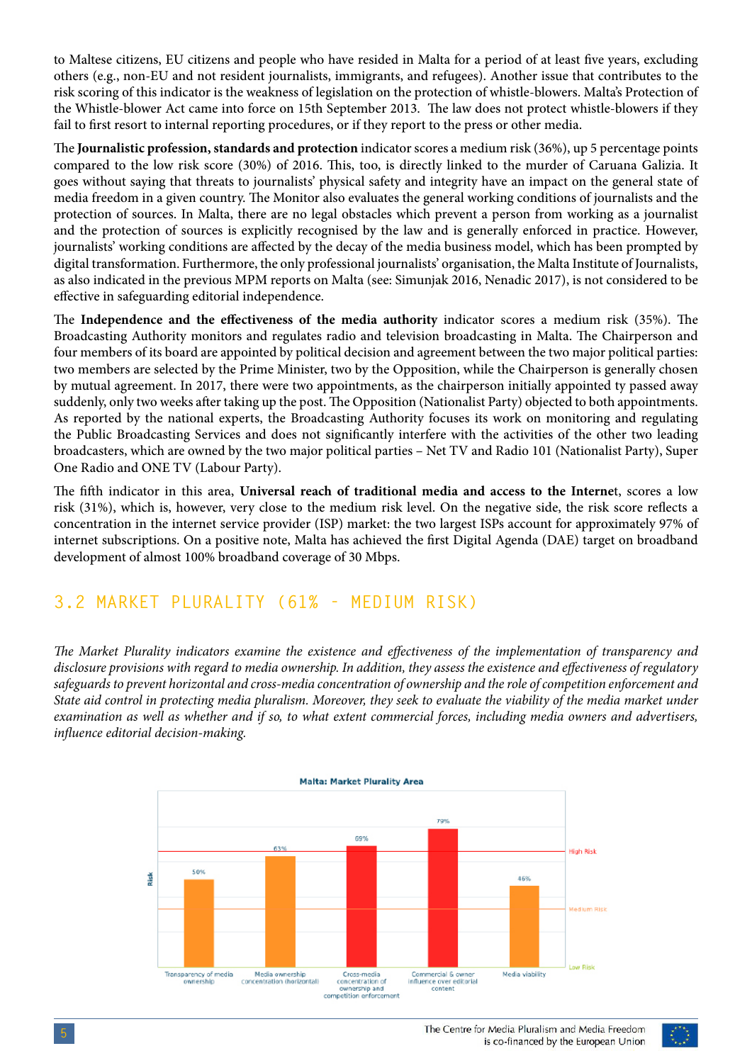to Maltese citizens, EU citizens and people who have resided in Malta for a period of at least five years, excluding others (e.g., non-EU and not resident journalists, immigrants, and refugees). Another issue that contributes to the risk scoring of this indicator is the weakness of legislation on the protection of whistle-blowers. Malta's Protection of the Whistle-blower Act came into force on 15th September 2013. The law does not protect whistle-blowers if they fail to first resort to internal reporting procedures, or if they report to the press or other media.

The **Journalistic profession, standards and protection** indicator scores a medium risk (36%), up 5 percentage points compared to the low risk score (30%) of 2016. This, too, is directly linked to the murder of Caruana Galizia. It goes without saying that threats to journalists' physical safety and integrity have an impact on the general state of media freedom in a given country. The Monitor also evaluates the general working conditions of journalists and the protection of sources. In Malta, there are no legal obstacles which prevent a person from working as a journalist and the protection of sources is explicitly recognised by the law and is generally enforced in practice. However, journalists' working conditions are affected by the decay of the media business model, which has been prompted by digital transformation. Furthermore, the only professional journalists' organisation, the Malta Institute of Journalists, as also indicated in the previous MPM reports on Malta (see: Simunjak 2016, Nenadic 2017), is not considered to be effective in safeguarding editorial independence.

The **Independence and the effectiveness of the media authority** indicator scores a medium risk (35%). The Broadcasting Authority monitors and regulates radio and television broadcasting in Malta. The Chairperson and four members of its board are appointed by political decision and agreement between the two major political parties: two members are selected by the Prime Minister, two by the Opposition, while the Chairperson is generally chosen by mutual agreement. In 2017, there were two appointments, as the chairperson initially appointed ty passed away suddenly, only two weeks after taking up the post. The Opposition (Nationalist Party) objected to both appointments. As reported by the national experts, the Broadcasting Authority focuses its work on monitoring and regulating the Public Broadcasting Services and does not significantly interfere with the activities of the other two leading broadcasters, which are owned by the two major political parties – Net TV and Radio 101 (Nationalist Party), Super One Radio and ONE TV (Labour Party).

The fifth indicator in this area, **Universal reach of traditional media and access to the Internet**, scores a low risk (31%), which is, however, very close to the medium risk level. On the negative side, the risk score reflects a concentration in the internet service provider (ISP) market: the two largest ISPs account for approximately 97% of internet subscriptions. On a positive note, Malta has achieved the first Digital Agenda (DAE) target on broadband development of almost 100% broadband coverage of 30 Mbps.

## 3.2 MARKET PLURALITY (61% - MEDIUM RISK)

*The Market Plurality indicators examine the existence and effectiveness of the implementation of transparency and disclosure provisions with regard to media ownership. In addition, they assess the existence and effectiveness of regulatory safeguards to prevent horizontal and cross-media concentration of ownership and the role of competition enforcement and State aid control in protecting media pluralism. Moreover, they seek to evaluate the viability of the media market under examination as well as whether and if so, to what extent commercial forces, including media owners and advertisers, influence editorial decision-making.*

**Malta: Market Plurality Area**

| Indicator | Risk |
|---|---|
| Transparency of media ownership | 50% |
| Media ownership concentration (horizontal) | 63% |
| Cross-media concentration of ownership and competition enforcement | 69% |
| Commercial & owner influence over editorial content | 79% |
| Media viability | 46% |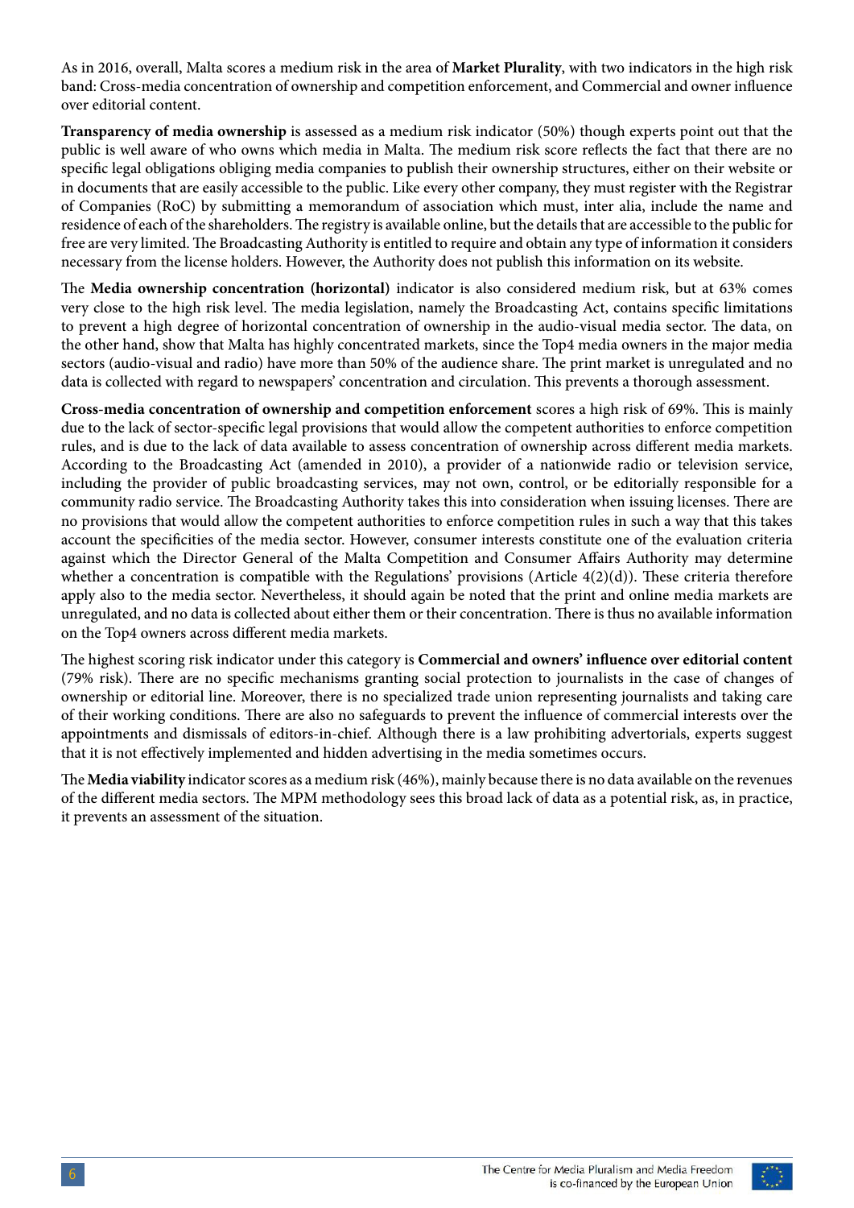As in 2016, overall, Malta scores a medium risk in the area of **Market Plurality**, with two indicators in the high risk band: Cross-media concentration of ownership and competition enforcement, and Commercial and owner influence over editorial content.

**Transparency of media ownership** is assessed as a medium risk indicator (50%) though experts point out that the public is well aware of who owns which media in Malta. The medium risk score reflects the fact that there are no specific legal obligations obliging media companies to publish their ownership structures, either on their website or in documents that are easily accessible to the public. Like every other company, they must register with the Registrar of Companies (RoC) by submitting a memorandum of association which must, inter alia, include the name and residence of each of the shareholders. The registry is available online, but the details that are accessible to the public for free are very limited. The Broadcasting Authority is entitled to require and obtain any type of information it considers necessary from the license holders. However, the Authority does not publish this information on its website.

The **Media ownership concentration (horizontal)** indicator is also considered medium risk, but at 63% comes very close to the high risk level. The media legislation, namely the Broadcasting Act, contains specific limitations to prevent a high degree of horizontal concentration of ownership in the audio-visual media sector. The data, on the other hand, show that Malta has highly concentrated markets, since the Top4 media owners in the major media sectors (audio-visual and radio) have more than 50% of the audience share. The print market is unregulated and no data is collected with regard to newspapers' concentration and circulation. This prevents a thorough assessment.

**Cross-media concentration of ownership and competition enforcement** scores a high risk of 69%. This is mainly due to the lack of sector-specific legal provisions that would allow the competent authorities to enforce competition rules, and is due to the lack of data available to assess concentration of ownership across different media markets. According to the Broadcasting Act (amended in 2010), a provider of a nationwide radio or television service, including the provider of public broadcasting services, may not own, control, or be editorially responsible for a community radio service. The Broadcasting Authority takes this into consideration when issuing licenses. There are no provisions that would allow the competent authorities to enforce competition rules in such a way that this takes account the specificities of the media sector. However, consumer interests constitute one of the evaluation criteria against which the Director General of the Malta Competition and Consumer Affairs Authority may determine whether a concentration is compatible with the Regulations' provisions (Article 4(2)(d)). These criteria therefore apply also to the media sector. Nevertheless, it should again be noted that the print and online media markets are unregulated, and no data is collected about either them or their concentration. There is thus no available information on the Top4 owners across different media markets.

The highest scoring risk indicator under this category is **Commercial and owners' influence over editorial content** (79% risk). There are no specific mechanisms granting social protection to journalists in the case of changes of ownership or editorial line. Moreover, there is no specialized trade union representing journalists and taking care of their working conditions. There are also no safeguards to prevent the influence of commercial interests over the appointments and dismissals of editors-in-chief. Although there is a law prohibiting advertorials, experts suggest that it is not effectively implemented and hidden advertising in the media sometimes occurs.

The **Media viability** indicator scores as a medium risk (46%), mainly because there is no data available on the revenues of the different media sectors. The MPM methodology sees this broad lack of data as a potential risk, as, in practice, it prevents an assessment of the situation.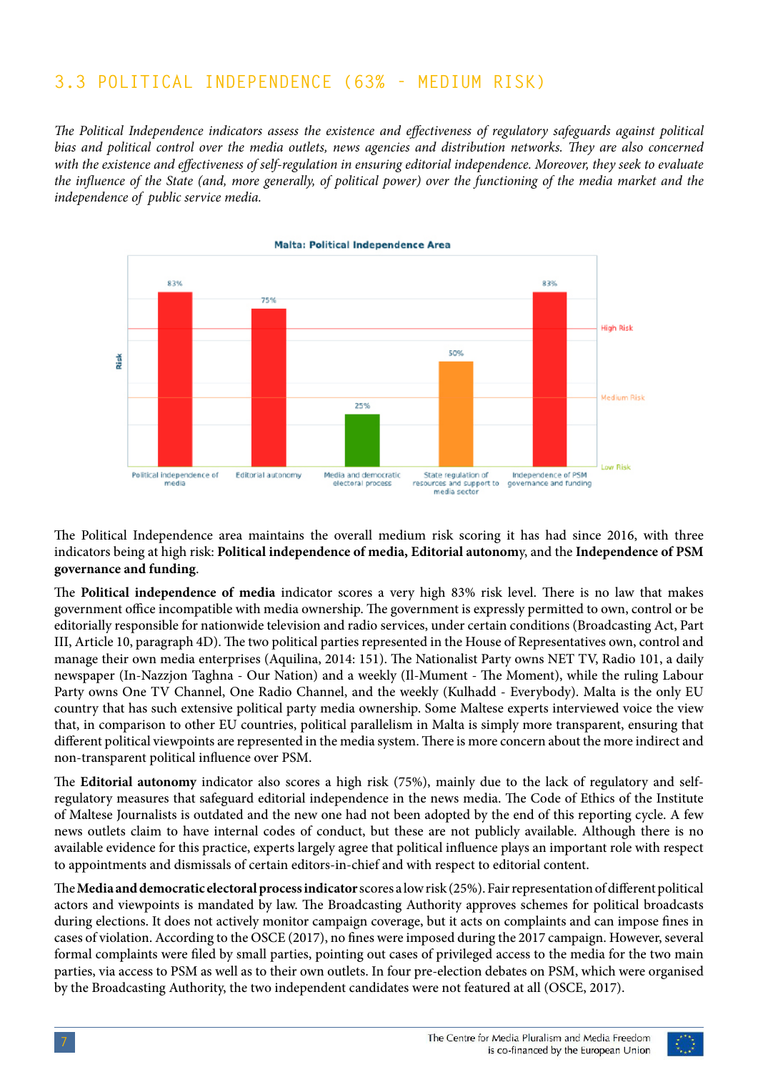## 3.3 POLITICAL INDEPENDENCE (63% - MEDIUM RISK)

*The Political Independence indicators assess the existence and effectiveness of regulatory safeguards against political bias and political control over the media outlets, news agencies and distribution networks. They are also concerned with the existence and effectiveness of self-regulation in ensuring editorial independence. Moreover, they seek to evaluate the influence of the State (and, more generally, of political power) over the functioning of the media market and the independence of public service media.*

**Malta: Political Independence Area**

| Indicator | Risk |
| --- | --- |
| Political independence of media | 83% |
| Editorial autonomy | 75% |
| Media and democratic electoral process | 25% |
| State regulation of resources and support to media sector | 50% |
| Independence of PSM governance and funding | 83% |

The Political Independence area maintains the overall medium risk scoring it has had since 2016, with three indicators being at high risk: **Political independence of media, Editorial autonomy**, and the **Independence of PSM governance and funding**.

The **Political independence of media** indicator scores a very high 83% risk level. There is no law that makes government office incompatible with media ownership. The government is expressly permitted to own, control or be editorially responsible for nationwide television and radio services, under certain conditions (Broadcasting Act, Part III, Article 10, paragraph 4D). The two political parties represented in the House of Representatives own, control and manage their own media enterprises (Aquilina, 2014: 151). The Nationalist Party owns NET TV, Radio 101, a daily newspaper (In-Nazzjon Taghna - Our Nation) and a weekly (Il-Mument - The Moment), while the ruling Labour Party owns One TV Channel, One Radio Channel, and the weekly (Kulhadd - Everybody). Malta is the only EU country that has such extensive political party media ownership. Some Maltese experts interviewed voice the view that, in comparison to other EU countries, political parallelism in Malta is simply more transparent, ensuring that different political viewpoints are represented in the media system. There is more concern about the more indirect and non-transparent political influence over PSM.

The **Editorial autonomy** indicator also scores a high risk (75%), mainly due to the lack of regulatory and self-regulatory measures that safeguard editorial independence in the news media. The Code of Ethics of the Institute of Maltese Journalists is outdated and the new one had not been adopted by the end of this reporting cycle. A few news outlets claim to have internal codes of conduct, but these are not publicly available. Although there is no available evidence for this practice, experts largely agree that political influence plays an important role with respect to appointments and dismissals of certain editors-in-chief and with respect to editorial content.

The **Media and democratic electoral process indicator** scores a low risk (25%). Fair representation of different political actors and viewpoints is mandated by law. The Broadcasting Authority approves schemes for political broadcasts during elections. It does not actively monitor campaign coverage, but it acts on complaints and can impose fines in cases of violation. According to the OSCE (2017), no fines were imposed during the 2017 campaign. However, several formal complaints were filed by small parties, pointing out cases of privileged access to the media for the two main parties, via access to PSM as well as to their own outlets. In four pre-election debates on PSM, which were organised by the Broadcasting Authority, the two independent candidates were not featured at all (OSCE, 2017).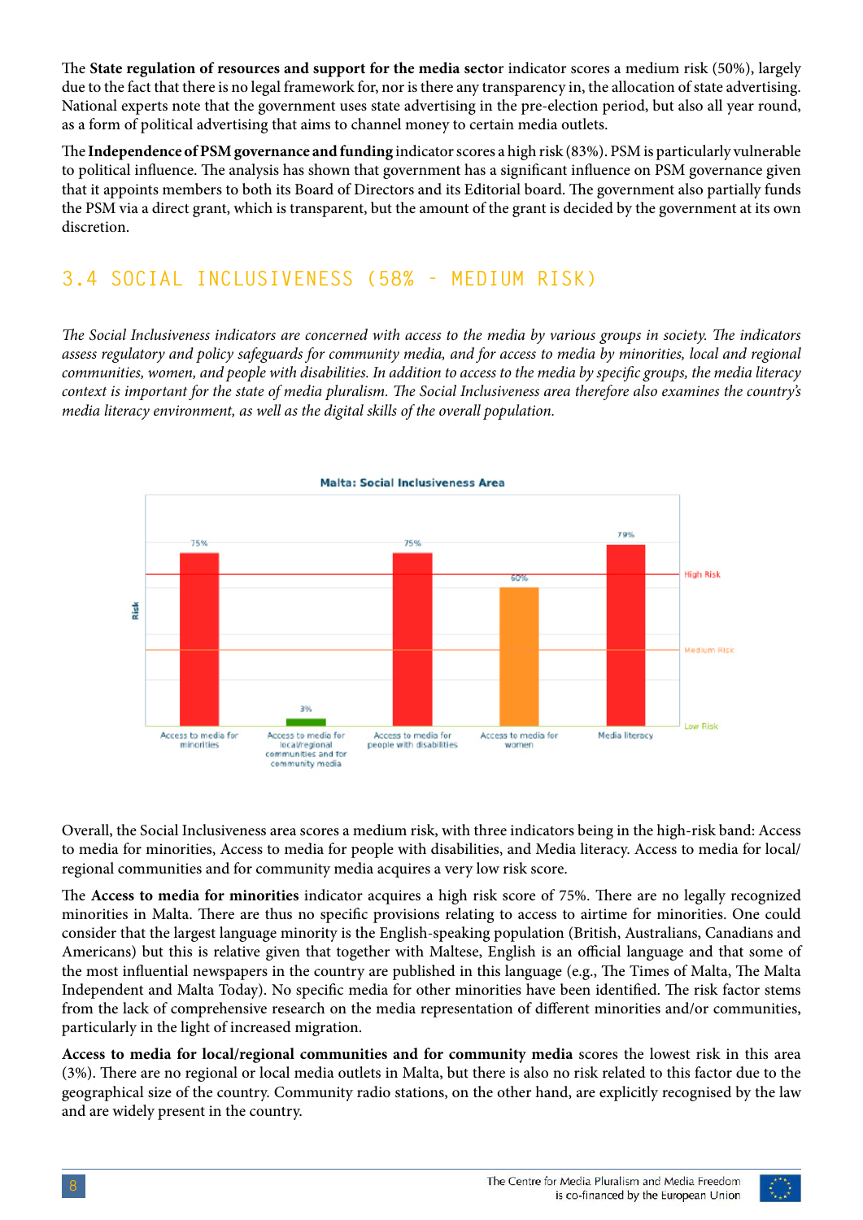The **State regulation of resources and support for the media sector** indicator scores a medium risk (50%), largely due to the fact that there is no legal framework for, nor is there any transparency in, the allocation of state advertising. National experts note that the government uses state advertising in the pre-election period, but also all year round, as a form of political advertising that aims to channel money to certain media outlets.

The **Independence of PSM governance and funding** indicator scores a high risk (83%). PSM is particularly vulnerable to political influence. The analysis has shown that government has a significant influence on PSM governance given that it appoints members to both its Board of Directors and its Editorial board. The government also partially funds the PSM via a direct grant, which is transparent, but the amount of the grant is decided by the government at its own discretion.

## 3.4 SOCIAL INCLUSIVENESS (58% - MEDIUM RISK)

*The Social Inclusiveness indicators are concerned with access to the media by various groups in society. The indicators assess regulatory and policy safeguards for community media, and for access to media by minorities, local and regional communities, women, and people with disabilities. In addition to access to the media by specific groups, the media literacy context is important for the state of media pluralism. The Social Inclusiveness area therefore also examines the country's media literacy environment, as well as the digital skills of the overall population.*

**Malta: Social Inclusiveness Area**

| Indicator | Risk |
| --- | --- |
| Access to media for minorities | 75% |
| Access to media for local/regional communities and for community media | 3% |
| Access to media for people with disabilities | 75% |
| Access to media for women | 60% |
| Media literacy | 79% |

Overall, the Social Inclusiveness area scores a medium risk, with three indicators being in the high-risk band: Access to media for minorities, Access to media for people with disabilities, and Media literacy. Access to media for local/regional communities and for community media acquires a very low risk score.

The **Access to media for minorities** indicator acquires a high risk score of 75%. There are no legally recognized minorities in Malta. There are thus no specific provisions relating to access to airtime for minorities. One could consider that the largest language minority is the English-speaking population (British, Australians, Canadians and Americans) but this is relative given that together with Maltese, English is an official language and that some of the most influential newspapers in the country are published in this language (e.g., The Times of Malta, The Malta Independent and Malta Today). No specific media for other minorities have been identified. The risk factor stems from the lack of comprehensive research on the media representation of different minorities and/or communities, particularly in the light of increased migration.

**Access to media for local/regional communities and for community media** scores the lowest risk in this area (3%). There are no regional or local media outlets in Malta, but there is also no risk related to this factor due to the geographical size of the country. Community radio stations, on the other hand, are explicitly recognised by the law and are widely present in the country.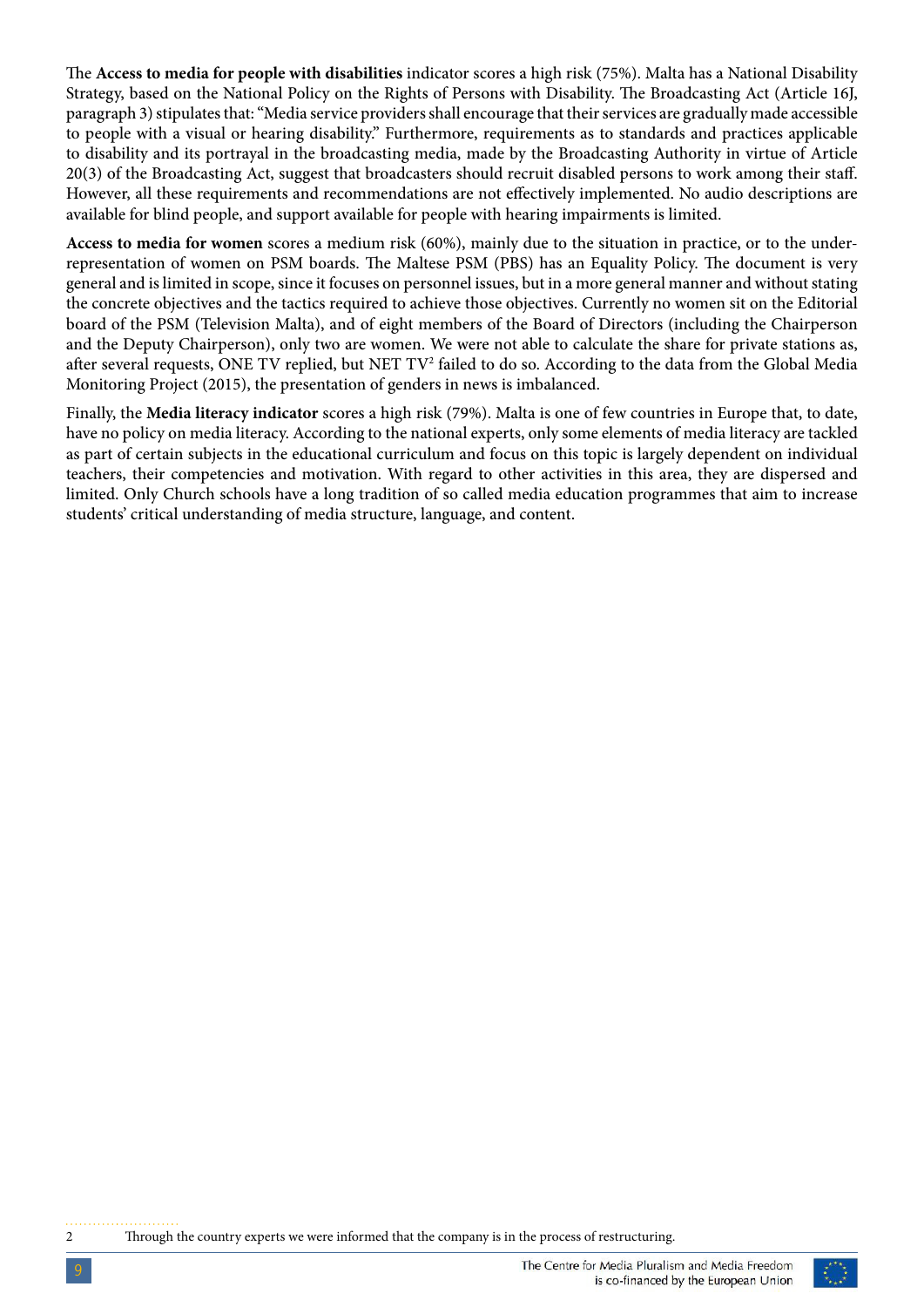The **Access to media for people with disabilities** indicator scores a high risk (75%). Malta has a National Disability Strategy, based on the National Policy on the Rights of Persons with Disability. The Broadcasting Act (Article 16J, paragraph 3) stipulates that: "Media service providers shall encourage that their services are gradually made accessible to people with a visual or hearing disability." Furthermore, requirements as to standards and practices applicable to disability and its portrayal in the broadcasting media, made by the Broadcasting Authority in virtue of Article 20(3) of the Broadcasting Act, suggest that broadcasters should recruit disabled persons to work among their staff. However, all these requirements and recommendations are not effectively implemented. No audio descriptions are available for blind people, and support available for people with hearing impairments is limited.

**Access to media for women** scores a medium risk (60%), mainly due to the situation in practice, or to the under-representation of women on PSM boards. The Maltese PSM (PBS) has an Equality Policy. The document is very general and is limited in scope, since it focuses on personnel issues, but in a more general manner and without stating the concrete objectives and the tactics required to achieve those objectives. Currently no women sit on the Editorial board of the PSM (Television Malta), and of eight members of the Board of Directors (including the Chairperson and the Deputy Chairperson), only two are women. We were not able to calculate the share for private stations as, after several requests, ONE TV replied, but NET TV[2] failed to do so. According to the data from the Global Media Monitoring Project (2015), the presentation of genders in news is imbalanced.

Finally, the **Media literacy indicator** scores a high risk (79%). Malta is one of few countries in Europe that, to date, have no policy on media literacy. According to the national experts, only some elements of media literacy are tackled as part of certain subjects in the educational curriculum and focus on this topic is largely dependent on individual teachers, their competencies and motivation. With regard to other activities in this area, they are dispersed and limited. Only Church schools have a long tradition of so called media education programmes that aim to increase students' critical understanding of media structure, language, and content.

2 Through the country experts we were informed that the company is in the process of restructuring.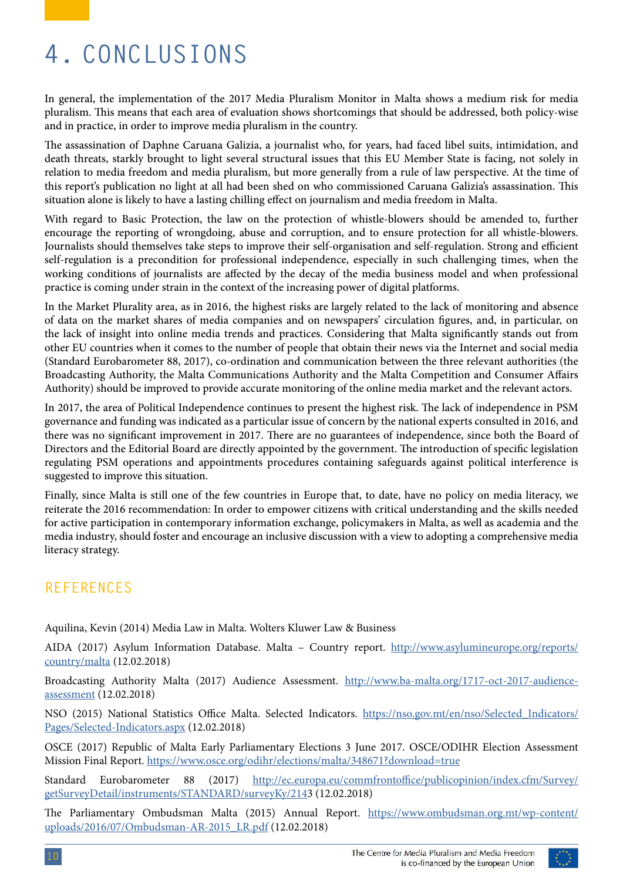# 4. CONCLUSIONS

In general, the implementation of the 2017 Media Pluralism Monitor in Malta shows a medium risk for media pluralism. This means that each area of evaluation shows shortcomings that should be addressed, both policy-wise and in practice, in order to improve media pluralism in the country.

The assassination of Daphne Caruana Galizia, a journalist who, for years, had faced libel suits, intimidation, and death threats, starkly brought to light several structural issues that this EU Member State is facing, not solely in relation to media freedom and media pluralism, but more generally from a rule of law perspective. At the time of this report's publication no light at all had been shed on who commissioned Caruana Galizia's assassination. This situation alone is likely to have a lasting chilling effect on journalism and media freedom in Malta.

With regard to Basic Protection, the law on the protection of whistle-blowers should be amended to, further encourage the reporting of wrongdoing, abuse and corruption, and to ensure protection for all whistle-blowers. Journalists should themselves take steps to improve their self-organisation and self-regulation. Strong and efficient self-regulation is a precondition for professional independence, especially in such challenging times, when the working conditions of journalists are affected by the decay of the media business model and when professional practice is coming under strain in the context of the increasing power of digital platforms.

In the Market Plurality area, as in 2016, the highest risks are largely related to the lack of monitoring and absence of data on the market shares of media companies and on newspapers' circulation figures, and, in particular, on the lack of insight into online media trends and practices. Considering that Malta significantly stands out from other EU countries when it comes to the number of people that obtain their news via the Internet and social media (Standard Eurobarometer 88, 2017), co-ordination and communication between the three relevant authorities (the Broadcasting Authority, the Malta Communications Authority and the Malta Competition and Consumer Affairs Authority) should be improved to provide accurate monitoring of the online media market and the relevant actors.

In 2017, the area of Political Independence continues to present the highest risk. The lack of independence in PSM governance and funding was indicated as a particular issue of concern by the national experts consulted in 2016, and there was no significant improvement in 2017. There are no guarantees of independence, since both the Board of Directors and the Editorial Board are directly appointed by the government. The introduction of specific legislation regulating PSM operations and appointments procedures containing safeguards against political interference is suggested to improve this situation.

Finally, since Malta is still one of the few countries in Europe that, to date, have no policy on media literacy, we reiterate the 2016 recommendation: In order to empower citizens with critical understanding and the skills needed for active participation in contemporary information exchange, policymakers in Malta, as well as academia and the media industry, should foster and encourage an inclusive discussion with a view to adopting a comprehensive media literacy strategy.

## REFERENCES

Aquilina, Kevin (2014) Media Law in Malta. Wolters Kluwer Law & Business

AIDA (2017) Asylum Information Database. Malta – Country report. http://www.asylumineurope.org/reports/country/malta (12.02.2018)

Broadcasting Authority Malta (2017) Audience Assessment. http://www.ba-malta.org/1717-oct-2017-audience-assessment (12.02.2018)

NSO (2015) National Statistics Office Malta. Selected Indicators. https://nso.gov.mt/en/nso/Selected_Indicators/Pages/Selected-Indicators.aspx (12.02.2018)

OSCE (2017) Republic of Malta Early Parliamentary Elections 3 June 2017. OSCE/ODIHR Election Assessment Mission Final Report. https://www.osce.org/odihr/elections/malta/348671?download=true

Standard Eurobarometer 88 (2017) http://ec.europa.eu/commfrontoffice/publicopinion/index.cfm/Survey/getSurveyDetail/instruments/STANDARD/surveyKy/2143 (12.02.2018)

The Parliamentary Ombudsman Malta (2015) Annual Report. https://www.ombudsman.org.mt/wp-content/uploads/2016/07/Ombudsman-AR-2015_LR.pdf (12.02.2018)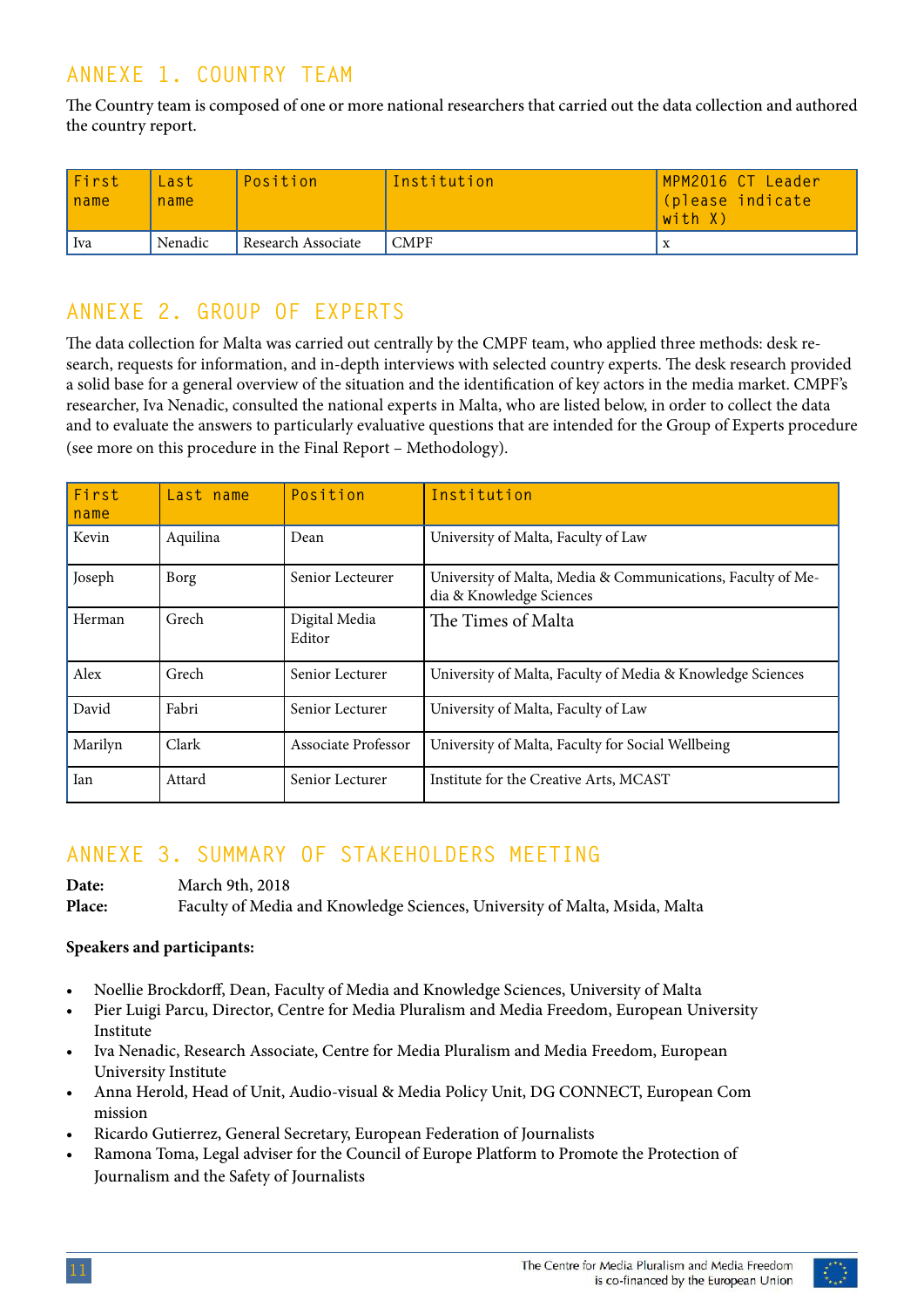## ANNEXE 1. COUNTRY TEAM

The Country team is composed of one or more national researchers that carried out the data collection and authored the country report.

| First name | Last name | Position | Institution | MPM2016 CT Leader (please indicate with X) |
|---|---|---|---|---|
| Iva | Nenadic | Research Associate | CMPF | x |

## ANNEXE 2. GROUP OF EXPERTS

The data collection for Malta was carried out centrally by the CMPF team, who applied three methods: desk research, requests for information, and in-depth interviews with selected country experts. The desk research provided a solid base for a general overview of the situation and the identification of key actors in the media market. CMPF's researcher, Iva Nenadic, consulted the national experts in Malta, who are listed below, in order to collect the data and to evaluate the answers to particularly evaluative questions that are intended for the Group of Experts procedure (see more on this procedure in the Final Report – Methodology).

| First name | Last name | Position | Institution |
|---|---|---|---|
| Kevin | Aquilina | Dean | University of Malta, Faculty of Law |
| Joseph | Borg | Senior Lecteurer | University of Malta, Media & Communications, Faculty of Media & Knowledge Sciences |
| Herman | Grech | Digital Media Editor | The Times of Malta |
| Alex | Grech | Senior Lecturer | University of Malta, Faculty of Media & Knowledge Sciences |
| David | Fabri | Senior Lecturer | University of Malta, Faculty of Law |
| Marilyn | Clark | Associate Professor | University of Malta, Faculty for Social Wellbeing |
| Ian | Attard | Senior Lecturer | Institute for the Creative Arts, MCAST |

## ANNEXE 3. SUMMARY OF STAKEHOLDERS MEETING

**Date:** March 9th, 2018
**Place:** Faculty of Media and Knowledge Sciences, University of Malta, Msida, Malta

**Speakers and participants:**

- Noellie Brockdorff, Dean, Faculty of Media and Knowledge Sciences, University of Malta
- Pier Luigi Parcu, Director, Centre for Media Pluralism and Media Freedom, European University Institute
- Iva Nenadic, Research Associate, Centre for Media Pluralism and Media Freedom, European University Institute
- Anna Herold, Head of Unit, Audio-visual & Media Policy Unit, DG CONNECT, European Commission
- Ricardo Gutierrez, General Secretary, European Federation of Journalists
- Ramona Toma, Legal adviser for the Council of Europe Platform to Promote the Protection of Journalism and the Safety of Journalists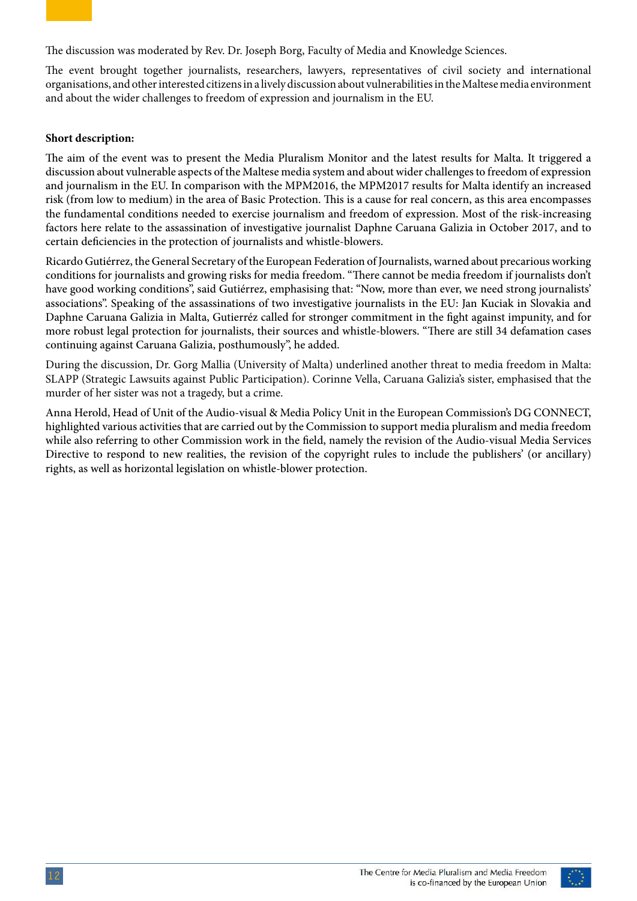The discussion was moderated by Rev. Dr. Joseph Borg, Faculty of Media and Knowledge Sciences.

The event brought together journalists, researchers, lawyers, representatives of civil society and international organisations, and other interested citizens in a lively discussion about vulnerabilities in the Maltese media environment and about the wider challenges to freedom of expression and journalism in the EU.

**Short description:**

The aim of the event was to present the Media Pluralism Monitor and the latest results for Malta. It triggered a discussion about vulnerable aspects of the Maltese media system and about wider challenges to freedom of expression and journalism in the EU. In comparison with the MPM2016, the MPM2017 results for Malta identify an increased risk (from low to medium) in the area of Basic Protection. This is a cause for real concern, as this area encompasses the fundamental conditions needed to exercise journalism and freedom of expression. Most of the risk-increasing factors here relate to the assassination of investigative journalist Daphne Caruana Galizia in October 2017, and to certain deficiencies in the protection of journalists and whistle-blowers.

Ricardo Gutiérrez, the General Secretary of the European Federation of Journalists, warned about precarious working conditions for journalists and growing risks for media freedom. "There cannot be media freedom if journalists don't have good working conditions", said Gutiérrez, emphasising that: "Now, more than ever, we need strong journalists' associations". Speaking of the assassinations of two investigative journalists in the EU: Jan Kuciak in Slovakia and Daphne Caruana Galizia in Malta, Gutierréz called for stronger commitment in the fight against impunity, and for more robust legal protection for journalists, their sources and whistle-blowers. "There are still 34 defamation cases continuing against Caruana Galizia, posthumously", he added.

During the discussion, Dr. Gorg Mallia (University of Malta) underlined another threat to media freedom in Malta: SLAPP (Strategic Lawsuits against Public Participation). Corinne Vella, Caruana Galizia's sister, emphasised that the murder of her sister was not a tragedy, but a crime.

Anna Herold, Head of Unit of the Audio-visual & Media Policy Unit in the European Commission's DG CONNECT, highlighted various activities that are carried out by the Commission to support media pluralism and media freedom while also referring to other Commission work in the field, namely the revision of the Audio-visual Media Services Directive to respond to new realities, the revision of the copyright rules to include the publishers' (or ancillary) rights, as well as horizontal legislation on whistle-blower protection.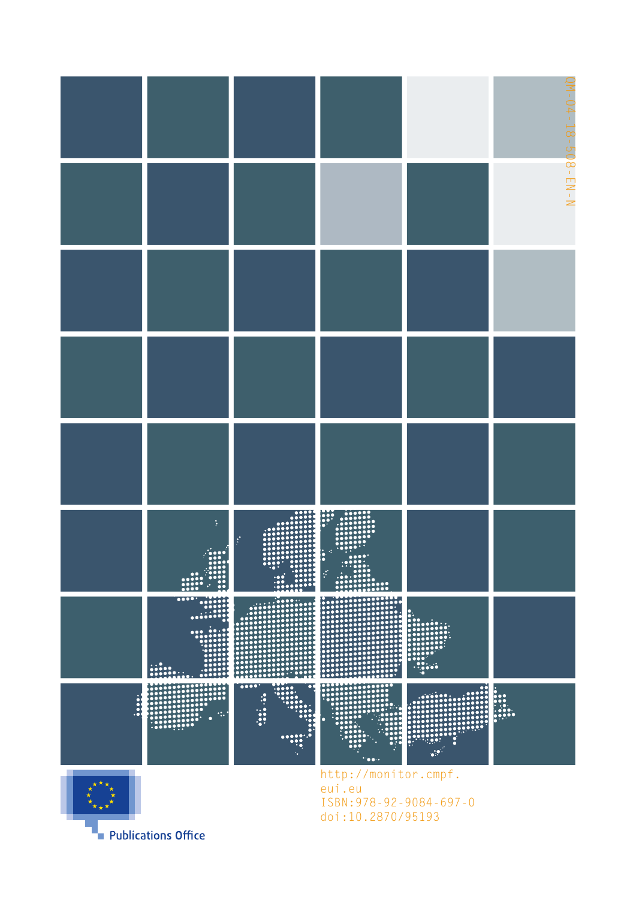QM-04-18-508-EN-N

Publications Office

http://monitor.cmpf.eui.eu
ISBN:978-92-9084-697-0
doi:10.2870/95193